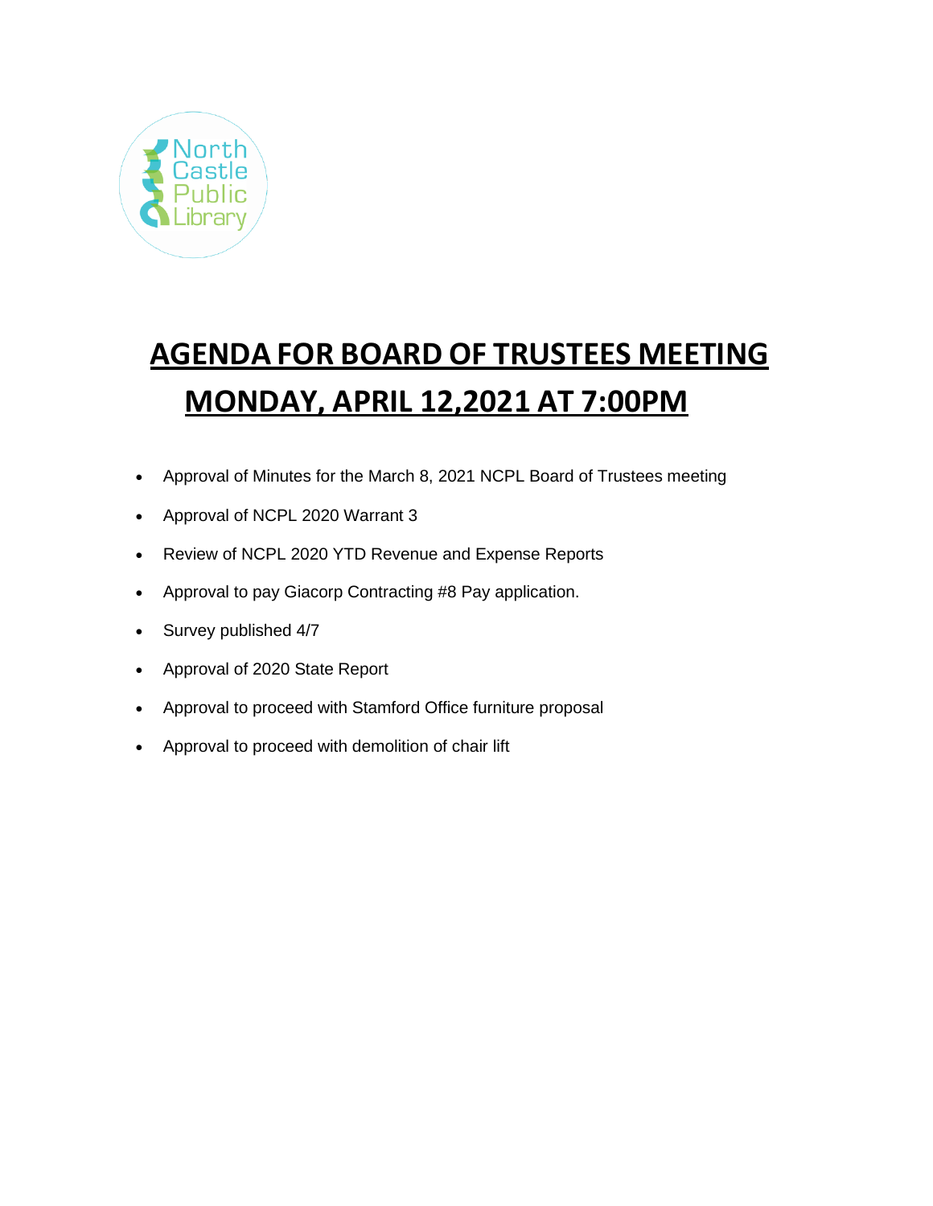North Castle Public Library

# AGENDA FOR BOARD OF TRUSTEES MEETING
# MONDAY, APRIL 12,2021 AT 7:00PM

- Approval of Minutes for the March 8, 2021 NCPL Board of Trustees meeting
- Approval of NCPL 2020 Warrant 3
- Review of NCPL 2020 YTD Revenue and Expense Reports
- Approval to pay Giacorp Contracting #8 Pay application.
- Survey published 4/7
- Approval of 2020 State Report
- Approval to proceed with Stamford Office furniture proposal
- Approval to proceed with demolition of chair lift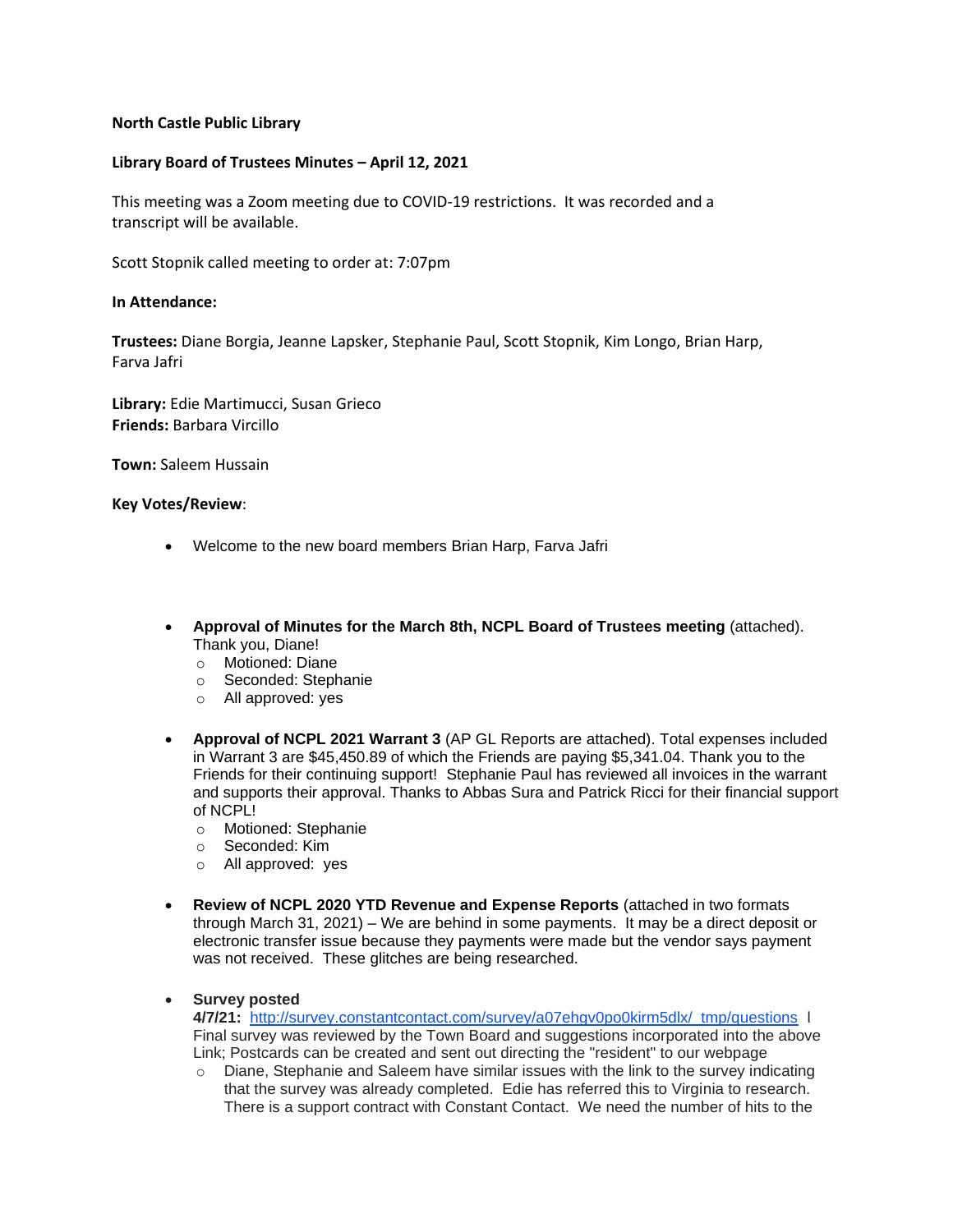**North Castle Public Library**

**Library Board of Trustees Minutes – April 12, 2021**

This meeting was a Zoom meeting due to COVID-19 restrictions. It was recorded and a transcript will be available.

Scott Stopnik called meeting to order at: 7:07pm

**In Attendance:**

**Trustees:** Diane Borgia, Jeanne Lapsker, Stephanie Paul, Scott Stopnik, Kim Longo, Brian Harp, Farva Jafri

**Library:** Edie Martimucci, Susan Grieco
**Friends:** Barbara Vircillo

**Town:** Saleem Hussain

**Key Votes/Review**:

- Welcome to the new board members Brian Harp, Farva Jafri

- **Approval of Minutes for the March 8th, NCPL Board of Trustees meeting** (attached). Thank you, Diane!
    - Motioned: Diane
    - Seconded: Stephanie
    - All approved: yes

- **Approval of NCPL 2021 Warrant 3** (AP GL Reports are attached). Total expenses included in Warrant 3 are $45,450.89 of which the Friends are paying $5,341.04. Thank you to the Friends for their continuing support! Stephanie Paul has reviewed all invoices in the warrant and supports their approval. Thanks to Abbas Sura and Patrick Ricci for their financial support of NCPL!
    - Motioned: Stephanie
    - Seconded: Kim
    - All approved: yes

- **Review of NCPL 2020 YTD Revenue and Expense Reports** (attached in two formats through March 31, 2021) – We are behind in some payments. It may be a direct deposit or electronic transfer issue because they payments were made but the vendor says payment was not received. These glitches are being researched.

- **Survey posted**
  **4/7/21:** http://survey.constantcontact.com/survey/a07ehgv0po0kirm5dlx/_tmp/questions l Final survey was reviewed by the Town Board and suggestions incorporated into the above Link; Postcards can be created and sent out directing the "resident" to our webpage
    - Diane, Stephanie and Saleem have similar issues with the link to the survey indicating that the survey was already completed. Edie has referred this to Virginia to research. There is a support contract with Constant Contact. We need the number of hits to the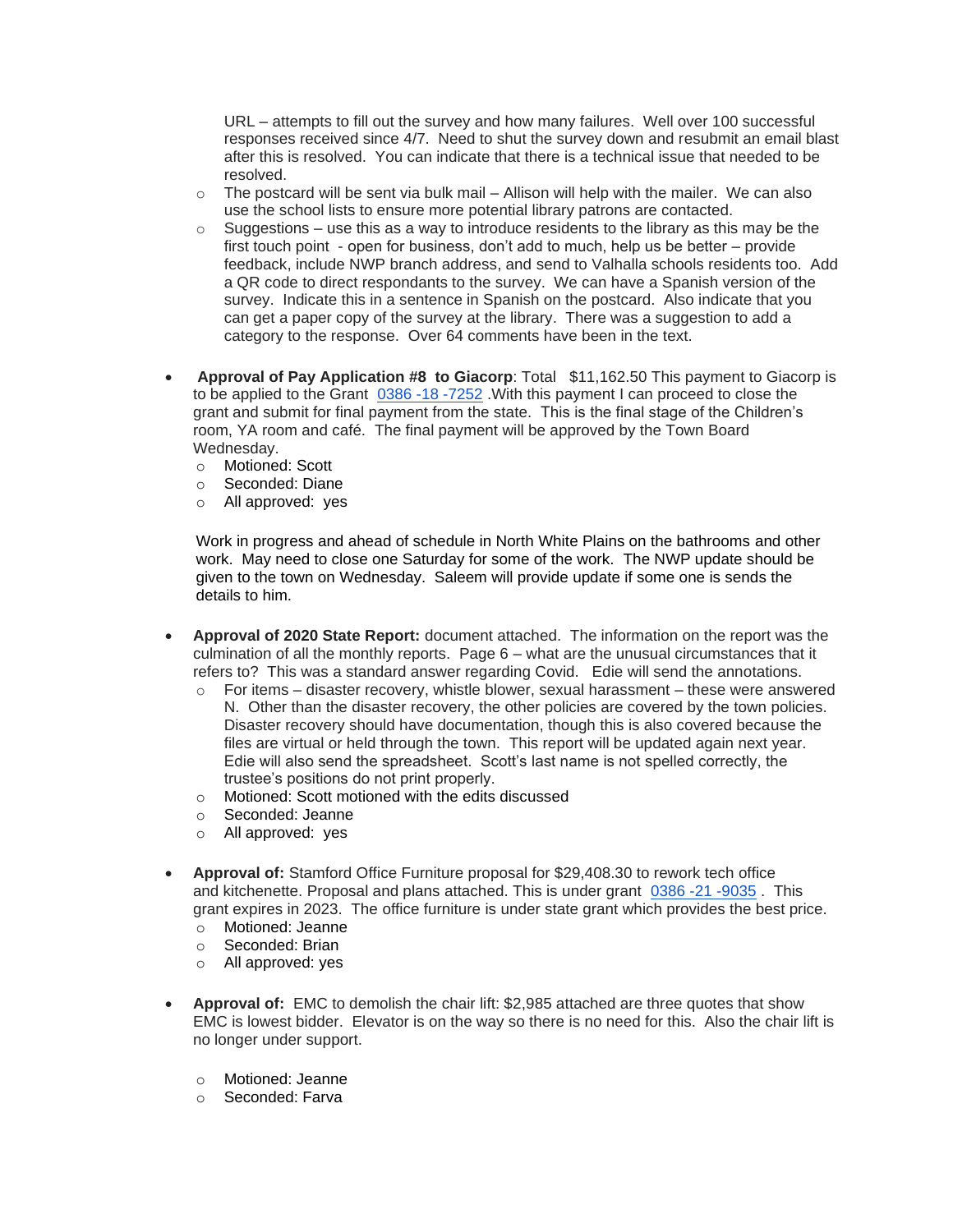URL – attempts to fill out the survey and how many failures. Well over 100 successful responses received since 4/7. Need to shut the survey down and resubmit an email blast after this is resolved. You can indicate that there is a technical issue that needed to be resolved.
  - The postcard will be sent via bulk mail – Allison will help with the mailer. We can also use the school lists to ensure more potential library patrons are contacted.
  - Suggestions – use this as a way to introduce residents to the library as this may be the first touch point - open for business, don't add to much, help us be better – provide feedback, include NWP branch address, and send to Valhalla schools residents too. Add a QR code to direct respondants to the survey. We can have a Spanish version of the survey. Indicate this in a sentence in Spanish on the postcard. Also indicate that you can get a paper copy of the survey at the library. There was a suggestion to add a category to the response. Over 64 comments have been in the text.

- **Approval of Pay Application #8 to Giacorp**: Total $11,162.50 This payment to Giacorp is to be applied to the Grant 0386 -18 -7252 .With this payment I can proceed to close the grant and submit for final payment from the state. This is the final stage of the Children's room, YA room and café. The final payment will be approved by the Town Board Wednesday.
  - Motioned: Scott
  - Seconded: Diane
  - All approved: yes

  Work in progress and ahead of schedule in North White Plains on the bathrooms and other work. May need to close one Saturday for some of the work. The NWP update should be given to the town on Wednesday. Saleem will provide update if some one is sends the details to him.

- **Approval of 2020 State Report:** document attached. The information on the report was the culmination of all the monthly reports. Page 6 – what are the unusual circumstances that it refers to? This was a standard answer regarding Covid. Edie will send the annotations.
  - For items – disaster recovery, whistle blower, sexual harassment – these were answered N. Other than the disaster recovery, the other policies are covered by the town policies. Disaster recovery should have documentation, though this is also covered because the files are virtual or held through the town. This report will be updated again next year. Edie will also send the spreadsheet. Scott's last name is not spelled correctly, the trustee's positions do not print properly.
  - Motioned: Scott motioned with the edits discussed
  - Seconded: Jeanne
  - All approved: yes

- **Approval of:** Stamford Office Furniture proposal for $29,408.30 to rework tech office and kitchenette. Proposal and plans attached. This is under grant 0386 -21 -9035 . This grant expires in 2023. The office furniture is under state grant which provides the best price.
  - Motioned: Jeanne
  - Seconded: Brian
  - All approved: yes

- **Approval of:** EMC to demolish the chair lift: $2,985 attached are three quotes that show EMC is lowest bidder. Elevator is on the way so there is no need for this. Also the chair lift is no longer under support.

  - Motioned: Jeanne
  - Seconded: Farva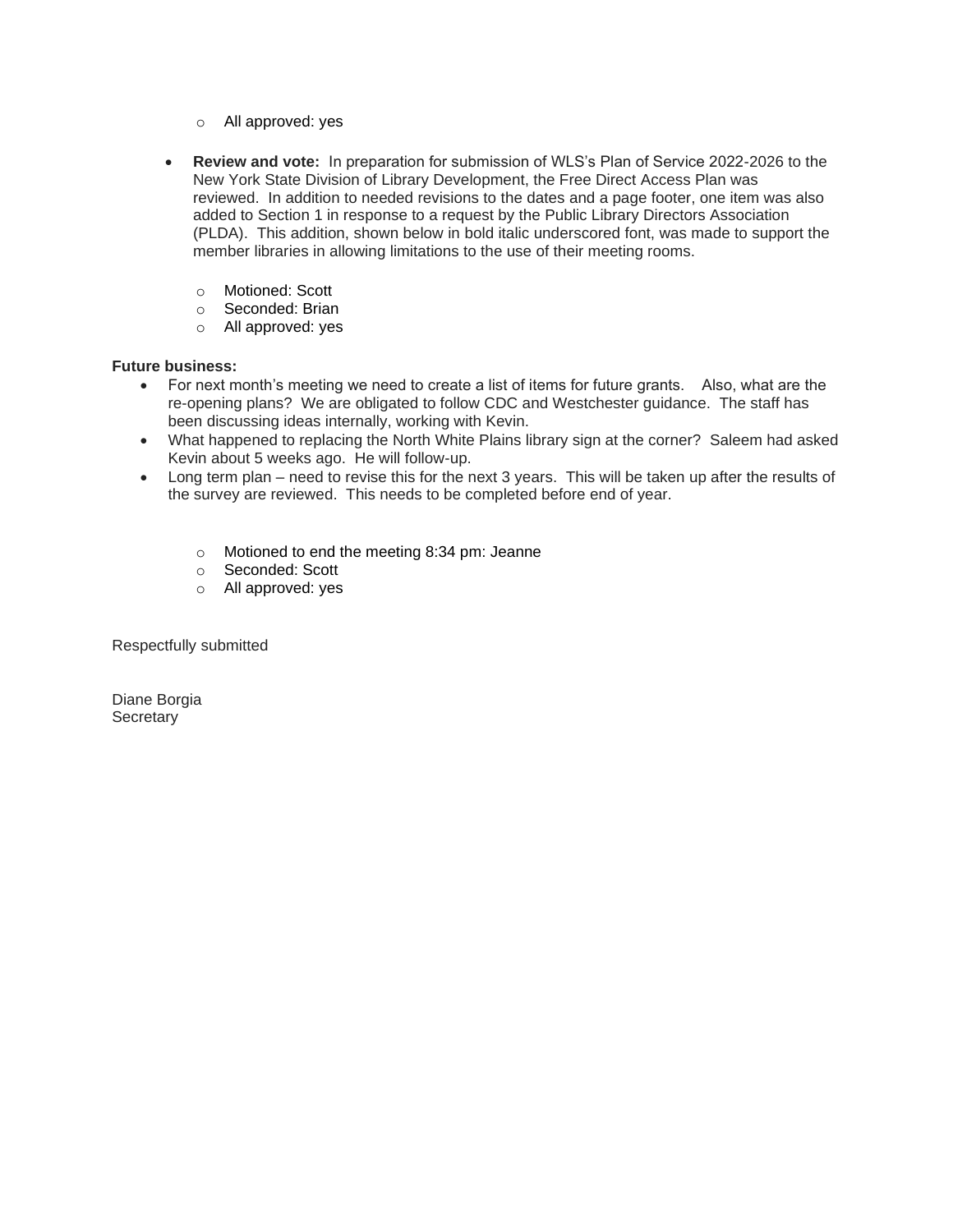- All approved: yes

- **Review and vote:** In preparation for submission of WLS's Plan of Service 2022-2026 to the New York State Division of Library Development, the Free Direct Access Plan was reviewed. In addition to needed revisions to the dates and a page footer, one item was also added to Section 1 in response to a request by the Public Library Directors Association (PLDA). This addition, shown below in bold italic underscored font, was made to support the member libraries in allowing limitations to the use of their meeting rooms.

    - Motioned: Scott
    - Seconded: Brian
    - All approved: yes

**Future business:**

- For next month's meeting we need to create a list of items for future grants. Also, what are the re-opening plans? We are obligated to follow CDC and Westchester guidance. The staff has been discussing ideas internally, working with Kevin.
- What happened to replacing the North White Plains library sign at the corner? Saleem had asked Kevin about 5 weeks ago. He will follow-up.
- Long term plan – need to revise this for the next 3 years. This will be taken up after the results of the survey are reviewed. This needs to be completed before end of year.

    - Motioned to end the meeting 8:34 pm: Jeanne
    - Seconded: Scott
    - All approved: yes

Respectfully submitted

Diane Borgia
Secretary